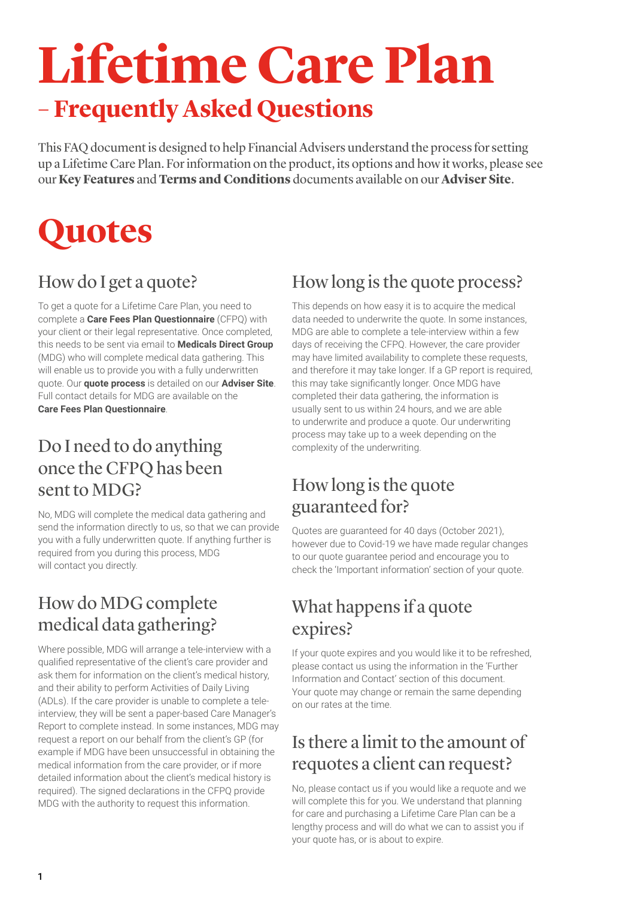# Lifetime Care Plan

## – Frequently Asked Questions

This FAQ document is designed to help Financial Advisers understand the process for setting up a Lifetime Care Plan. For information on the product, its options and how it works, please see our **Key Features** and **Terms and Conditions** documents available on our **Adviser Site**.

# Quotes

### How do I get a quote?

To get a quote for a Lifetime Care Plan, you need to complete a **Care Fees Plan Questionnaire** (CFPQ) with your client or their legal representative. Once completed, this needs to be sent via email to **Medicals Direct Group** (MDG) who will complete medical data gathering. This will enable us to provide you with a fully underwritten quote. Our **quote process** is detailed on our **Adviser Site**. Full contact details for MDG are available on the **Care Fees Plan Questionnaire**.

### Do I need to do anything once the CFPQ has been sent to MDG?

No, MDG will complete the medical data gathering and send the information directly to us, so that we can provide you with a fully underwritten quote. If anything further is required from you during this process, MDG will contact you directly.

### How do MDG complete medical data gathering?

Where possible, MDG will arrange a tele-interview with a qualified representative of the client's care provider and ask them for information on the client's medical history, and their ability to perform Activities of Daily Living (ADLs). If the care provider is unable to complete a tele-interview, they will be sent a paper-based Care Manager's Report to complete instead. In some instances, MDG may request a report on our behalf from the client's GP (for example if MDG have been unsuccessful in obtaining the medical information from the care provider, or if more detailed information about the client's medical history is required). The signed declarations in the CFPQ provide MDG with the authority to request this information.

### How long is the quote process?

This depends on how easy it is to acquire the medical data needed to underwrite the quote. In some instances, MDG are able to complete a tele-interview within a few days of receiving the CFPQ. However, the care provider may have limited availability to complete these requests, and therefore it may take longer. If a GP report is required, this may take significantly longer. Once MDG have completed their data gathering, the information is usually sent to us within 24 hours, and we are able to underwrite and produce a quote. Our underwriting process may take up to a week depending on the complexity of the underwriting.

### How long is the quote guaranteed for?

Quotes are guaranteed for 40 days (October 2021), however due to Covid-19 we have made regular changes to our quote guarantee period and encourage you to check the 'Important information' section of your quote.

### What happens if a quote expires?

If your quote expires and you would like it to be refreshed, please contact us using the information in the 'Further Information and Contact' section of this document. Your quote may change or remain the same depending on our rates at the time.

### Is there a limit to the amount of requotes a client can request?

No, please contact us if you would like a requote and we will complete this for you. We understand that planning for care and purchasing a Lifetime Care Plan can be a lengthy process and will do what we can to assist you if your quote has, or is about to expire.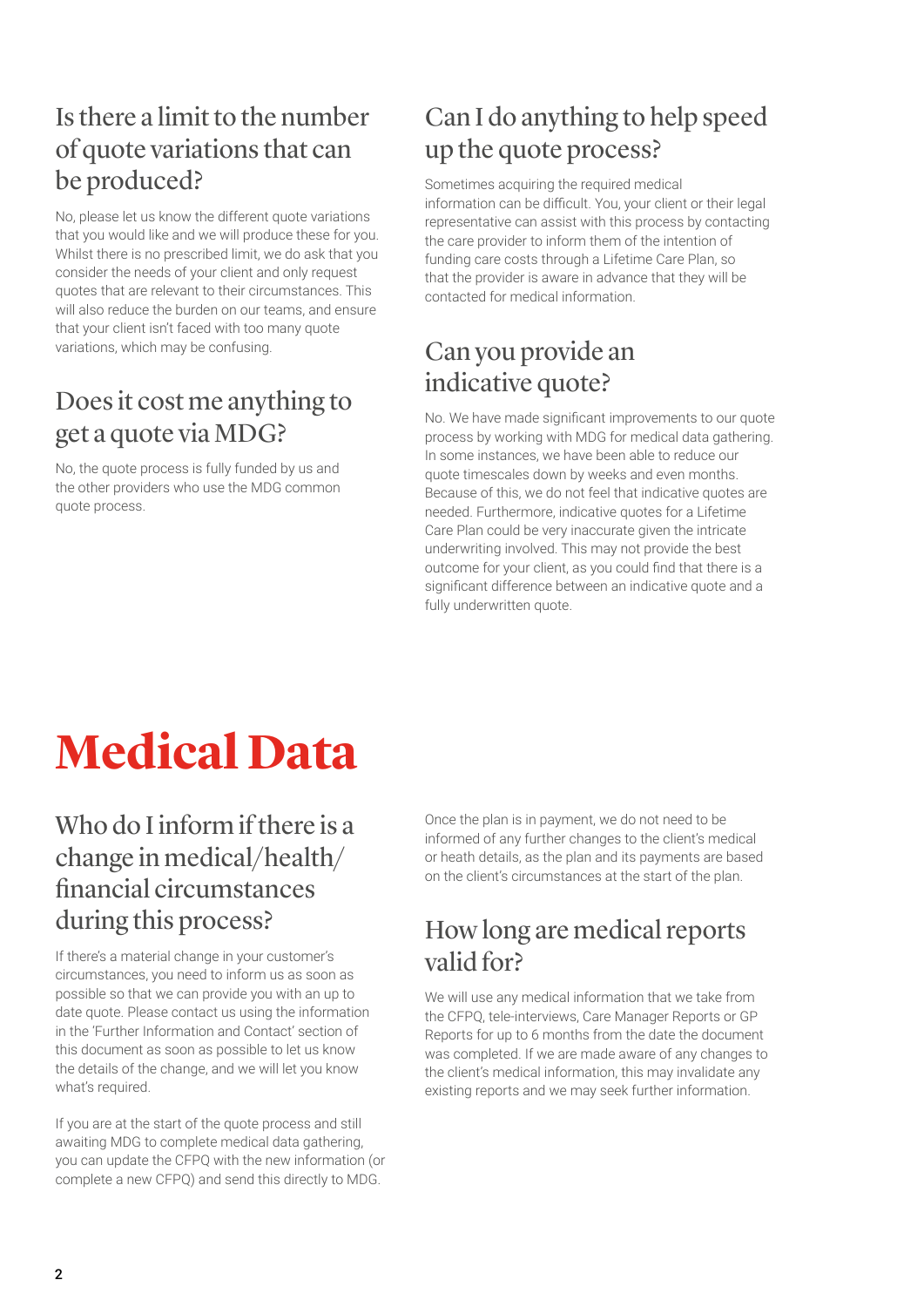## Is there a limit to the number of quote variations that can be produced?

No, please let us know the different quote variations that you would like and we will produce these for you. Whilst there is no prescribed limit, we do ask that you consider the needs of your client and only request quotes that are relevant to their circumstances. This will also reduce the burden on our teams, and ensure that your client isn't faced with too many quote variations, which may be confusing.

## Does it cost me anything to get a quote via MDG?

No, the quote process is fully funded by us and the other providers who use the MDG common quote process.

## Can I do anything to help speed up the quote process?

Sometimes acquiring the required medical information can be difficult. You, your client or their legal representative can assist with this process by contacting the care provider to inform them of the intention of funding care costs through a Lifetime Care Plan, so that the provider is aware in advance that they will be contacted for medical information.

## Can you provide an indicative quote?

No. We have made significant improvements to our quote process by working with MDG for medical data gathering. In some instances, we have been able to reduce our quote timescales down by weeks and even months. Because of this, we do not feel that indicative quotes are needed. Furthermore, indicative quotes for a Lifetime Care Plan could be very inaccurate given the intricate underwriting involved. This may not provide the best outcome for your client, as you could find that there is a significant difference between an indicative quote and a fully underwritten quote.

# Medical Data

## Who do I inform if there is a change in medical/health/ financial circumstances during this process?

If there's a material change in your customer's circumstances, you need to inform us as soon as possible so that we can provide you with an up to date quote. Please contact us using the information in the 'Further Information and Contact' section of this document as soon as possible to let us know the details of the change, and we will let you know what's required.

If you are at the start of the quote process and still awaiting MDG to complete medical data gathering, you can update the CFPQ with the new information (or complete a new CFPQ) and send this directly to MDG.

Once the plan is in payment, we do not need to be informed of any further changes to the client's medical or heath details, as the plan and its payments are based on the client's circumstances at the start of the plan.

## How long are medical reports valid for?

We will use any medical information that we take from the CFPQ, tele-interviews, Care Manager Reports or GP Reports for up to 6 months from the date the document was completed. If we are made aware of any changes to the client's medical information, this may invalidate any existing reports and we may seek further information.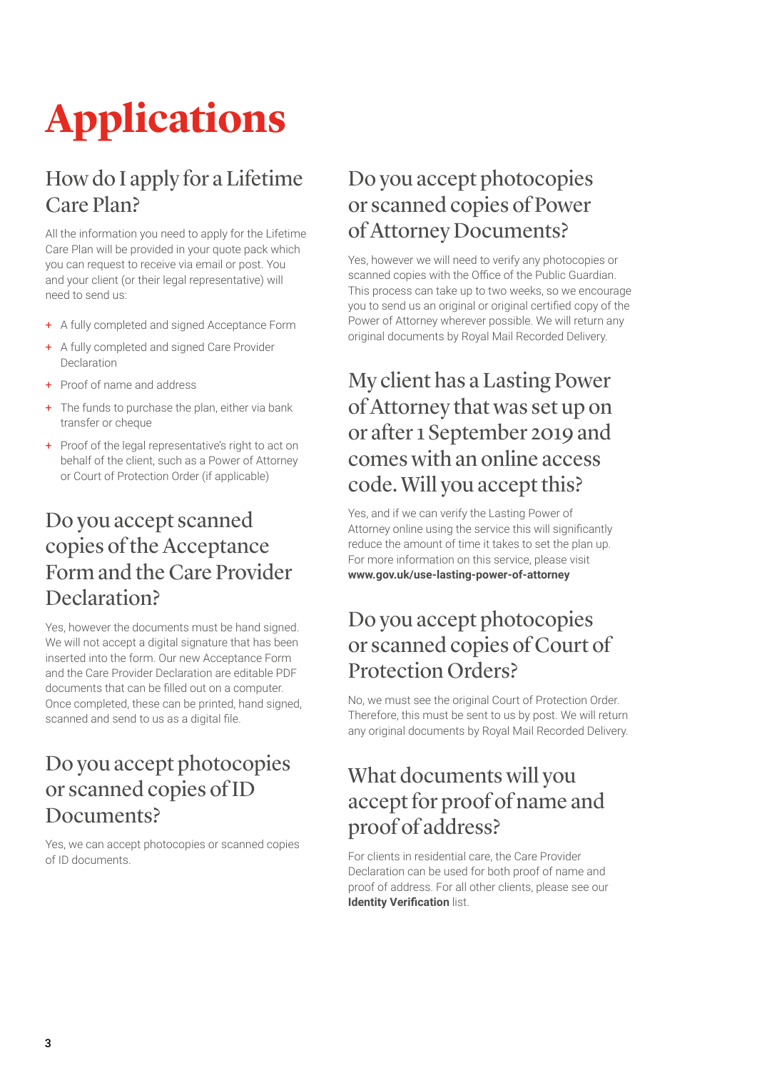# Applications

## How do I apply for a Lifetime Care Plan?

All the information you need to apply for the Lifetime Care Plan will be provided in your quote pack which you can request to receive via email or post. You and your client (or their legal representative) will need to send us:

- A fully completed and signed Acceptance Form
- A fully completed and signed Care Provider Declaration
- Proof of name and address
- The funds to purchase the plan, either via bank transfer or cheque
- Proof of the legal representative's right to act on behalf of the client, such as a Power of Attorney or Court of Protection Order (if applicable)

## Do you accept scanned copies of the Acceptance Form and the Care Provider Declaration?

Yes, however the documents must be hand signed. We will not accept a digital signature that has been inserted into the form. Our new Acceptance Form and the Care Provider Declaration are editable PDF documents that can be filled out on a computer. Once completed, these can be printed, hand signed, scanned and send to us as a digital file.

## Do you accept photocopies or scanned copies of ID Documents?

Yes, we can accept photocopies or scanned copies of ID documents.

## Do you accept photocopies or scanned copies of Power of Attorney Documents?

Yes, however we will need to verify any photocopies or scanned copies with the Office of the Public Guardian. This process can take up to two weeks, so we encourage you to send us an original or original certified copy of the Power of Attorney wherever possible. We will return any original documents by Royal Mail Recorded Delivery.

## My client has a Lasting Power of Attorney that was set up on or after 1 September 2019 and comes with an online access code. Will you accept this?

Yes, and if we can verify the Lasting Power of Attorney online using the service this will significantly reduce the amount of time it takes to set the plan up. For more information on this service, please visit **www.gov.uk/use-lasting-power-of-attorney**

## Do you accept photocopies or scanned copies of Court of Protection Orders?

No, we must see the original Court of Protection Order. Therefore, this must be sent to us by post. We will return any original documents by Royal Mail Recorded Delivery.

## What documents will you accept for proof of name and proof of address?

For clients in residential care, the Care Provider Declaration can be used for both proof of name and proof of address. For all other clients, please see our **Identity Verification** list.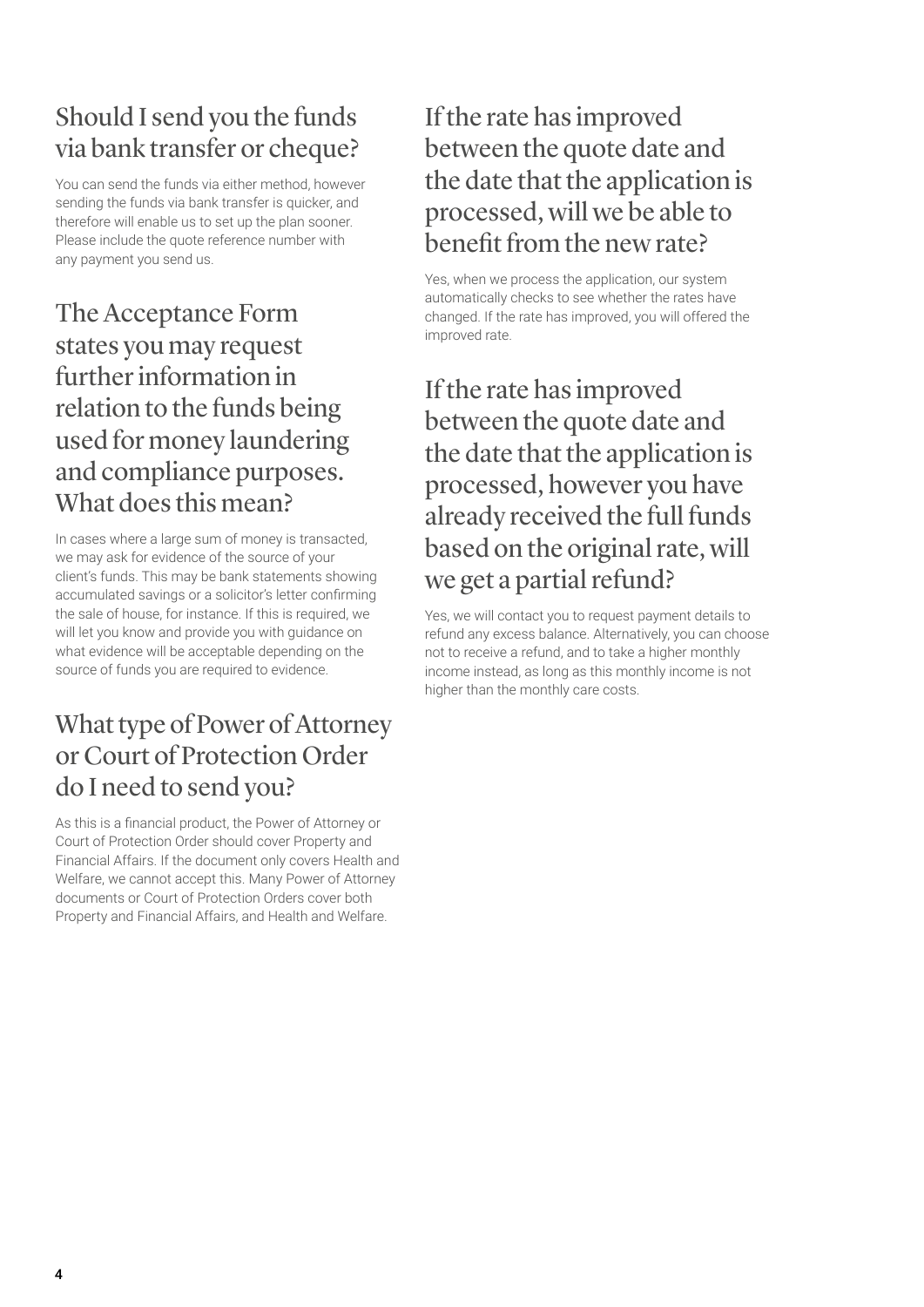## Should I send you the funds via bank transfer or cheque?

You can send the funds via either method, however sending the funds via bank transfer is quicker, and therefore will enable us to set up the plan sooner. Please include the quote reference number with any payment you send us.

## The Acceptance Form states you may request further information in relation to the funds being used for money laundering and compliance purposes. What does this mean?

In cases where a large sum of money is transacted, we may ask for evidence of the source of your client's funds. This may be bank statements showing accumulated savings or a solicitor's letter confirming the sale of house, for instance. If this is required, we will let you know and provide you with guidance on what evidence will be acceptable depending on the source of funds you are required to evidence.

## What type of Power of Attorney or Court of Protection Order do I need to send you?

As this is a financial product, the Power of Attorney or Court of Protection Order should cover Property and Financial Affairs. If the document only covers Health and Welfare, we cannot accept this. Many Power of Attorney documents or Court of Protection Orders cover both Property and Financial Affairs, and Health and Welfare.

## If the rate has improved between the quote date and the date that the application is processed, will we be able to benefit from the new rate?

Yes, when we process the application, our system automatically checks to see whether the rates have changed. If the rate has improved, you will offered the improved rate.

## If the rate has improved between the quote date and the date that the application is processed, however you have already received the full funds based on the original rate, will we get a partial refund?

Yes, we will contact you to request payment details to refund any excess balance. Alternatively, you can choose not to receive a refund, and to take a higher monthly income instead, as long as this monthly income is not higher than the monthly care costs.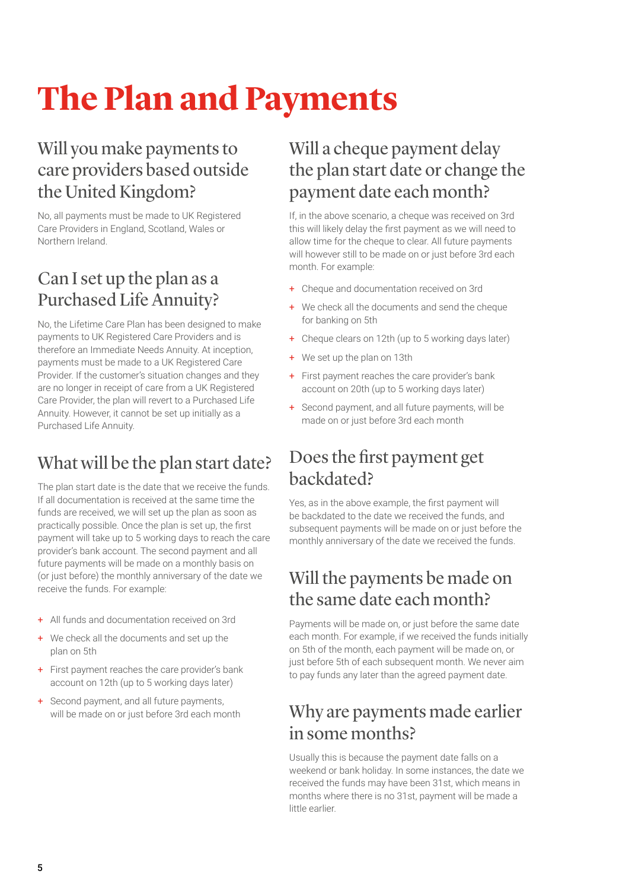# The Plan and Payments

## Will you make payments to care providers based outside the United Kingdom?

No, all payments must be made to UK Registered Care Providers in England, Scotland, Wales or Northern Ireland.

## Can I set up the plan as a Purchased Life Annuity?

No, the Lifetime Care Plan has been designed to make payments to UK Registered Care Providers and is therefore an Immediate Needs Annuity. At inception, payments must be made to a UK Registered Care Provider. If the customer's situation changes and they are no longer in receipt of care from a UK Registered Care Provider, the plan will revert to a Purchased Life Annuity. However, it cannot be set up initially as a Purchased Life Annuity.

## What will be the plan start date?

The plan start date is the date that we receive the funds. If all documentation is received at the same time the funds are received, we will set up the plan as soon as practically possible. Once the plan is set up, the first payment will take up to 5 working days to reach the care provider's bank account. The second payment and all future payments will be made on a monthly basis on (or just before) the monthly anniversary of the date we receive the funds. For example:

- All funds and documentation received on 3rd
- We check all the documents and set up the plan on 5th
- First payment reaches the care provider's bank account on 12th (up to 5 working days later)
- Second payment, and all future payments, will be made on or just before 3rd each month

## Will a cheque payment delay the plan start date or change the payment date each month?

If, in the above scenario, a cheque was received on 3rd this will likely delay the first payment as we will need to allow time for the cheque to clear. All future payments will however still to be made on or just before 3rd each month. For example:

- Cheque and documentation received on 3rd
- We check all the documents and send the cheque for banking on 5th
- Cheque clears on 12th (up to 5 working days later)
- We set up the plan on 13th
- First payment reaches the care provider's bank account on 20th (up to 5 working days later)
- Second payment, and all future payments, will be made on or just before 3rd each month

## Does the first payment get backdated?

Yes, as in the above example, the first payment will be backdated to the date we received the funds, and subsequent payments will be made on or just before the monthly anniversary of the date we received the funds.

## Will the payments be made on the same date each month?

Payments will be made on, or just before the same date each month. For example, if we received the funds initially on 5th of the month, each payment will be made on, or just before 5th of each subsequent month. We never aim to pay funds any later than the agreed payment date.

## Why are payments made earlier in some months?

Usually this is because the payment date falls on a weekend or bank holiday. In some instances, the date we received the funds may have been 31st, which means in months where there is no 31st, payment will be made a little earlier.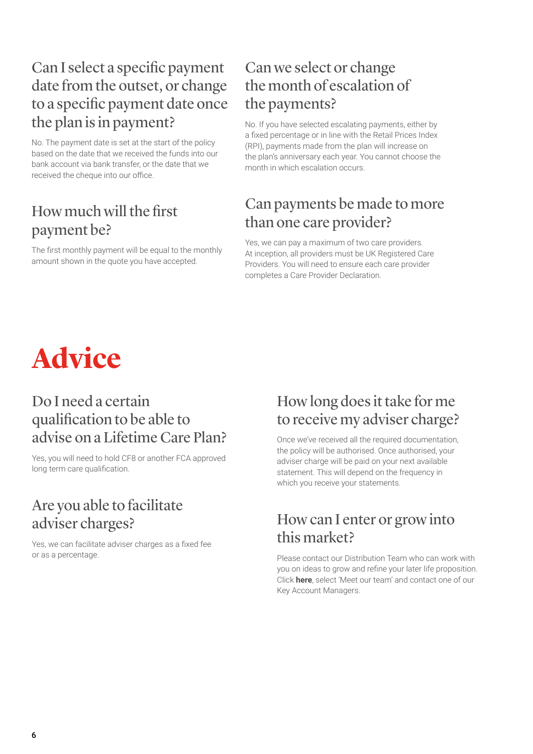## Can I select a specific payment date from the outset, or change to a specific payment date once the plan is in payment?

No. The payment date is set at the start of the policy based on the date that we received the funds into our bank account via bank transfer, or the date that we received the cheque into our office.

## How much will the first payment be?

The first monthly payment will be equal to the monthly amount shown in the quote you have accepted.

## Can we select or change the month of escalation of the payments?

No. If you have selected escalating payments, either by a fixed percentage or in line with the Retail Prices Index (RPI), payments made from the plan will increase on the plan's anniversary each year. You cannot choose the month in which escalation occurs.

## Can payments be made to more than one care provider?

Yes, we can pay a maximum of two care providers. At inception, all providers must be UK Registered Care Providers. You will need to ensure each care provider completes a Care Provider Declaration.

# Advice

## Do I need a certain qualification to be able to advise on a Lifetime Care Plan?

Yes, you will need to hold CF8 or another FCA approved long term care qualification.

## Are you able to facilitate adviser charges?

Yes, we can facilitate adviser charges as a fixed fee or as a percentage.

## How long does it take for me to receive my adviser charge?

Once we've received all the required documentation, the policy will be authorised. Once authorised, your adviser charge will be paid on your next available statement. This will depend on the frequency in which you receive your statements.

## How can I enter or grow into this market?

Please contact our Distribution Team who can work with you on ideas to grow and refine your later life proposition. Click **here**, select 'Meet our team' and contact one of our Key Account Managers.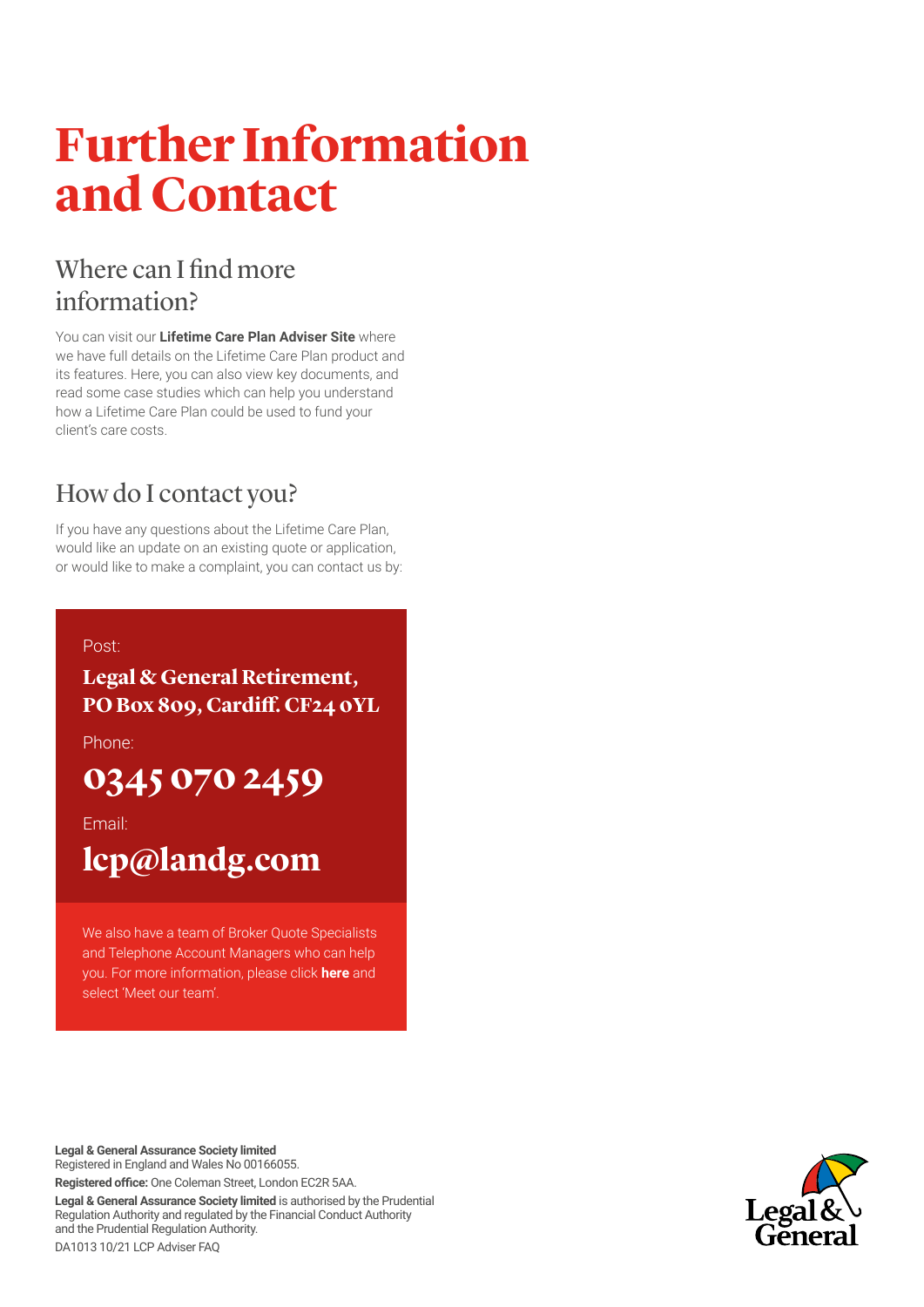# Further Information and Contact

## Where can I find more information?

You can visit our **Lifetime Care Plan Adviser Site** where we have full details on the Lifetime Care Plan product and its features. Here, you can also view key documents, and read some case studies which can help you understand how a Lifetime Care Plan could be used to fund your client's care costs.

## How do I contact you?

If you have any questions about the Lifetime Care Plan, would like an update on an existing quote or application, or would like to make a complaint, you can contact us by:

Post:

**Legal & General Retirement, PO Box 809, Cardiff. CF24 0YL**

Phone:

**0345 070 2459**

Email:

**lcp@landg.com**

We also have a team of Broker Quote Specialists and Telephone Account Managers who can help you. For more information, please click **here** and select 'Meet our team'.

**Legal & General Assurance Society limited**
Registered in England and Wales No 00166055.

**Registered office:** One Coleman Street, London EC2R 5AA.

**Legal & General Assurance Society limited** is authorised by the Prudential Regulation Authority and regulated by the Financial Conduct Authority and the Prudential Regulation Authority.

DA1013 10/21 LCP Adviser FAQ

Legal & General